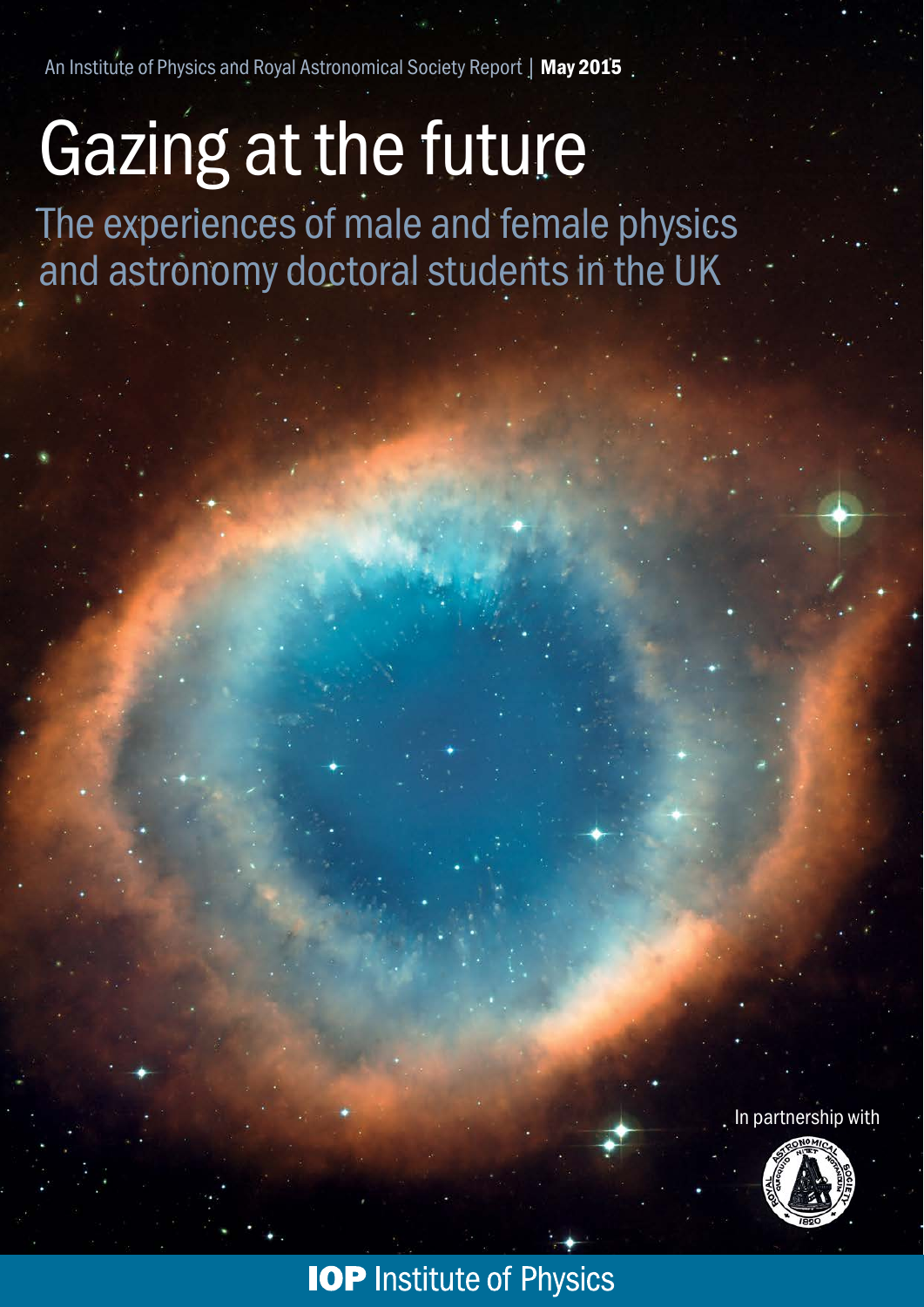An Institute of Physics and Royal Astronomical Society Report | **May 2015**

# Gazing at the future

## The experiences of male and female physics and astronomy doctoral students in the UK

In partnership with

**IOP** Institute of Physics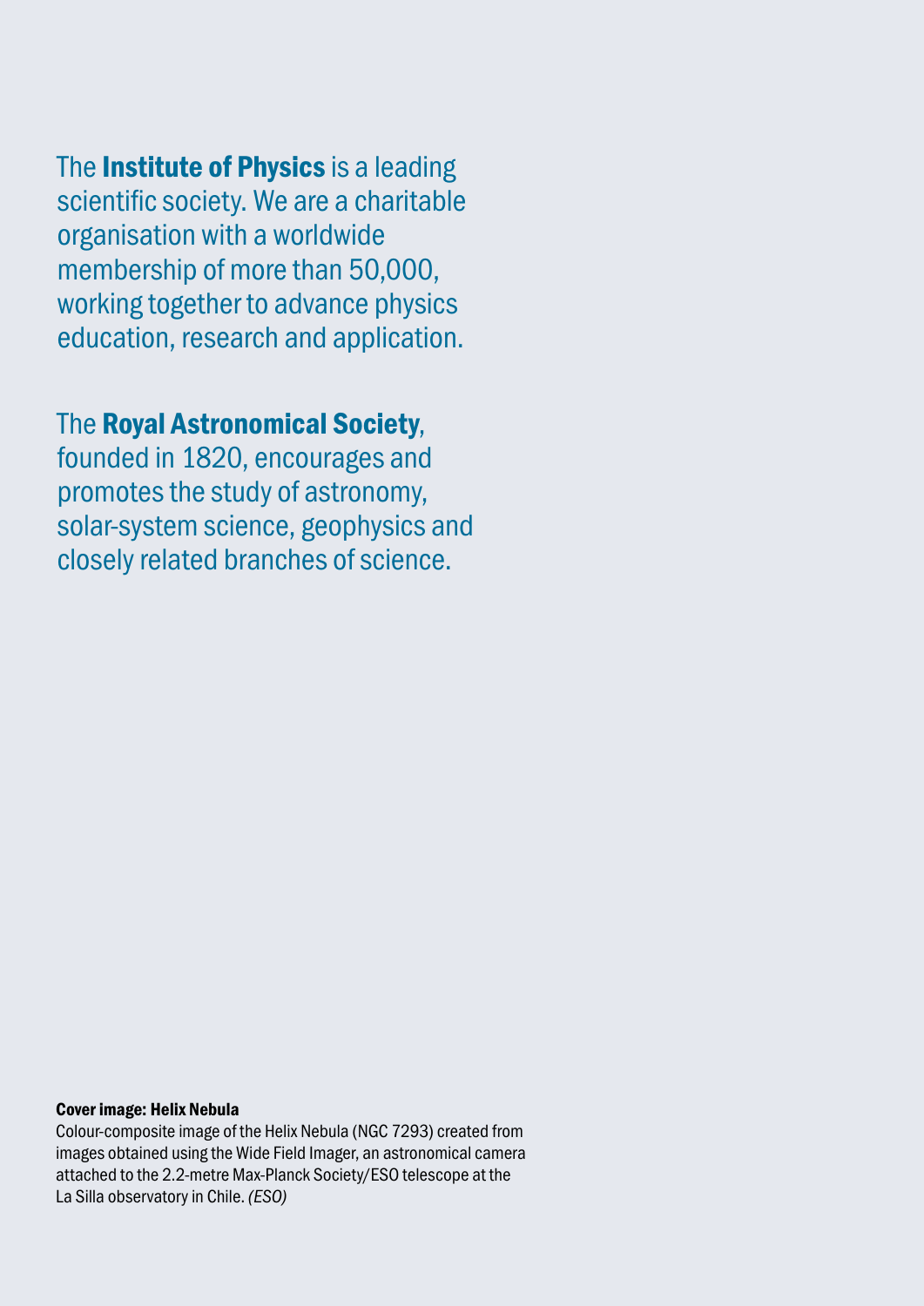The **Institute of Physics** is a leading scientific society. We are a charitable organisation with a worldwide membership of more than 50,000, working together to advance physics education, research and application.

The **Royal Astronomical Society**, founded in 1820, encourages and promotes the study of astronomy, solar-system science, geophysics and closely related branches of science.

**Cover image: Helix Nebula**

Colour-composite image of the Helix Nebula (NGC 7293) created from images obtained using the Wide Field Imager, an astronomical camera attached to the 2.2-metre Max-Planck Society/ESO telescope at the La Silla observatory in Chile. *(ESO)*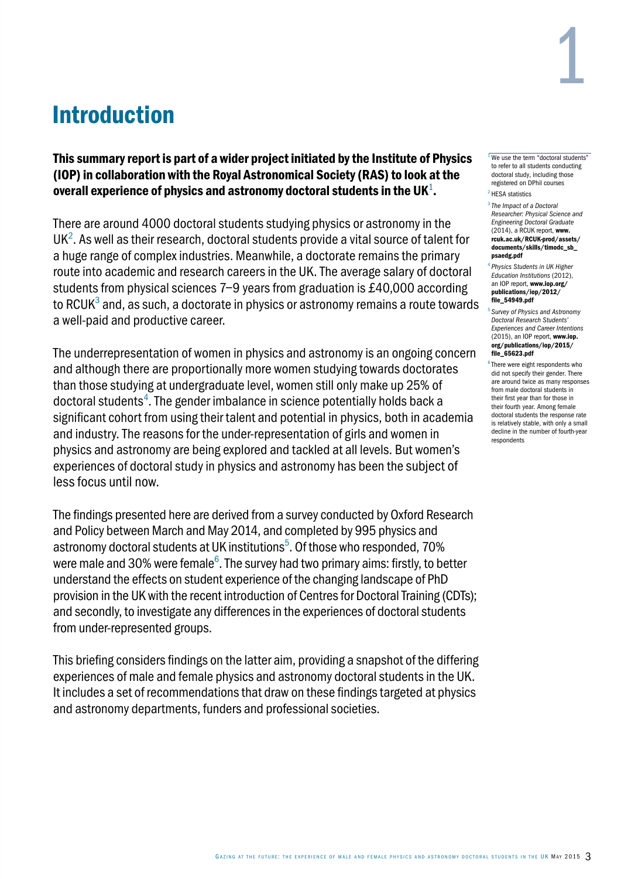# 1 Introduction

**This summary report is part of a wider project initiated by the Institute of Physics (IOP) in collaboration with the Royal Astronomical Society (RAS) to look at the overall experience of physics and astronomy doctoral students in the UK[1].**

There are around 4000 doctoral students studying physics or astronomy in the UK[2]. As well as their research, doctoral students provide a vital source of talent for a huge range of complex industries. Meanwhile, a doctorate remains the primary route into academic and research careers in the UK. The average salary of doctoral students from physical sciences 7–9 years from graduation is £40,000 according to RCUK[3] and, as such, a doctorate in physics or astronomy remains a route towards a well-paid and productive career.

The underrepresentation of women in physics and astronomy is an ongoing concern and although there are proportionally more women studying towards doctorates than those studying at undergraduate level, women still only make up 25% of doctoral students[4]. The gender imbalance in science potentially holds back a significant cohort from using their talent and potential in physics, both in academia and industry. The reasons for the under-representation of girls and women in physics and astronomy are being explored and tackled at all levels. But women's experiences of doctoral study in physics and astronomy has been the subject of less focus until now.

The findings presented here are derived from a survey conducted by Oxford Research and Policy between March and May 2014, and completed by 995 physics and astronomy doctoral students at UK institutions[5]. Of those who responded, 70% were male and 30% were female[6]. The survey had two primary aims: firstly, to better understand the effects on student experience of the changing landscape of PhD provision in the UK with the recent introduction of Centres for Doctoral Training (CDTs); and secondly, to investigate any differences in the experiences of doctoral students from under-represented groups.

This briefing considers findings on the latter aim, providing a snapshot of the differing experiences of male and female physics and astronomy doctoral students in the UK. It includes a set of recommendations that draw on these findings targeted at physics and astronomy departments, funders and professional societies.

---

[1] We use the term "doctoral students" to refer to all students conducting doctoral study, including those registered on DPhil courses

[2] HESA statistics

[3] *The Impact of a Doctoral Researcher: Physical Science and Engineering Doctoral Graduate* (2014), a RCUK report, **www.rcuk.ac.uk/RCUK-prod/assets/documents/skills/timodc_sb_psaedg.pdf**

[4] *Physics Students in UK Higher Education Institutions* (2012), an IOP report, **www.iop.org/publications/iop/2012/file_54949.pdf**

[5] *Survey of Physics and Astronomy Doctoral Research Students' Experiences and Career Intentions* (2015), an IOP report, **www.iop.org/publications/iop/2015/file_65623.pdf**

[6] There were eight respondents who did not specify their gender. There are around twice as many responses from male doctoral students in their first year than for those in their fourth year. Among female doctoral students the response rate is relatively stable, with only a small decline in the number of fourth-year respondents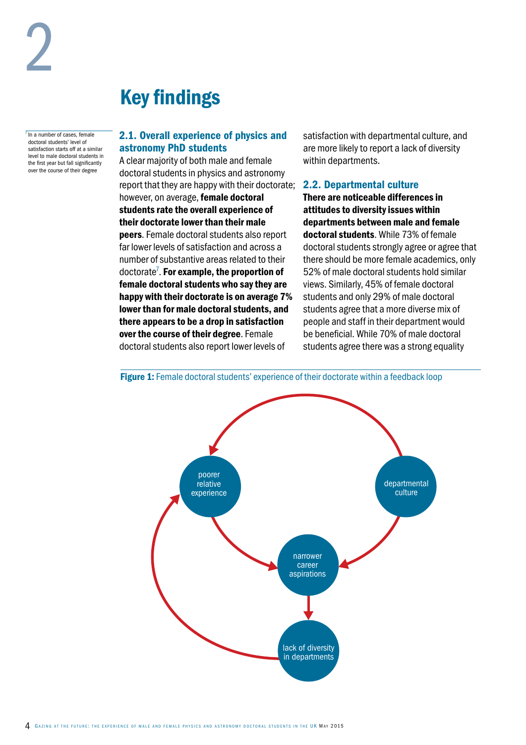# 2

# Key findings

## 2.1. Overall experience of physics and astronomy PhD students

A clear majority of both male and female doctoral students in physics and astronomy report that they are happy with their doctorate; however, on average, **female doctoral students rate the overall experience of their doctorate lower than their male peers**. Female doctoral students also report far lower levels of satisfaction and across a number of substantive areas related to their doctorate[7]. **For example, the proportion of female doctoral students who say they are happy with their doctorate is on average 7% lower than for male doctoral students, and there appears to be a drop in satisfaction over the course of their degree**. Female doctoral students also report lower levels of satisfaction with departmental culture, and are more likely to report a lack of diversity within departments.

## 2.2. Departmental culture

**There are noticeable differences in attitudes to diversity issues within departments between male and female doctoral students**. While 73% of female doctoral students strongly agree or agree that there should be more female academics, only 52% of male doctoral students hold similar views. Similarly, 45% of female doctoral students and only 29% of male doctoral students agree that a more diverse mix of people and staff in their department would be beneficial. While 70% of male doctoral students agree there was a strong equality

[7] In a number of cases, female doctoral students' level of satisfaction starts off at a similar level to male doctoral students in the first year but fall significantly over the course of their degree

**Figure 1:** Female doctoral students' experience of their doctorate within a feedback loop

poorer relative experience → narrower career aspirations; departmental culture → poorer relative experience; departmental culture → narrower career aspirations; narrower career aspirations → lack of diversity in departments; lack of diversity in departments → poorer relative experience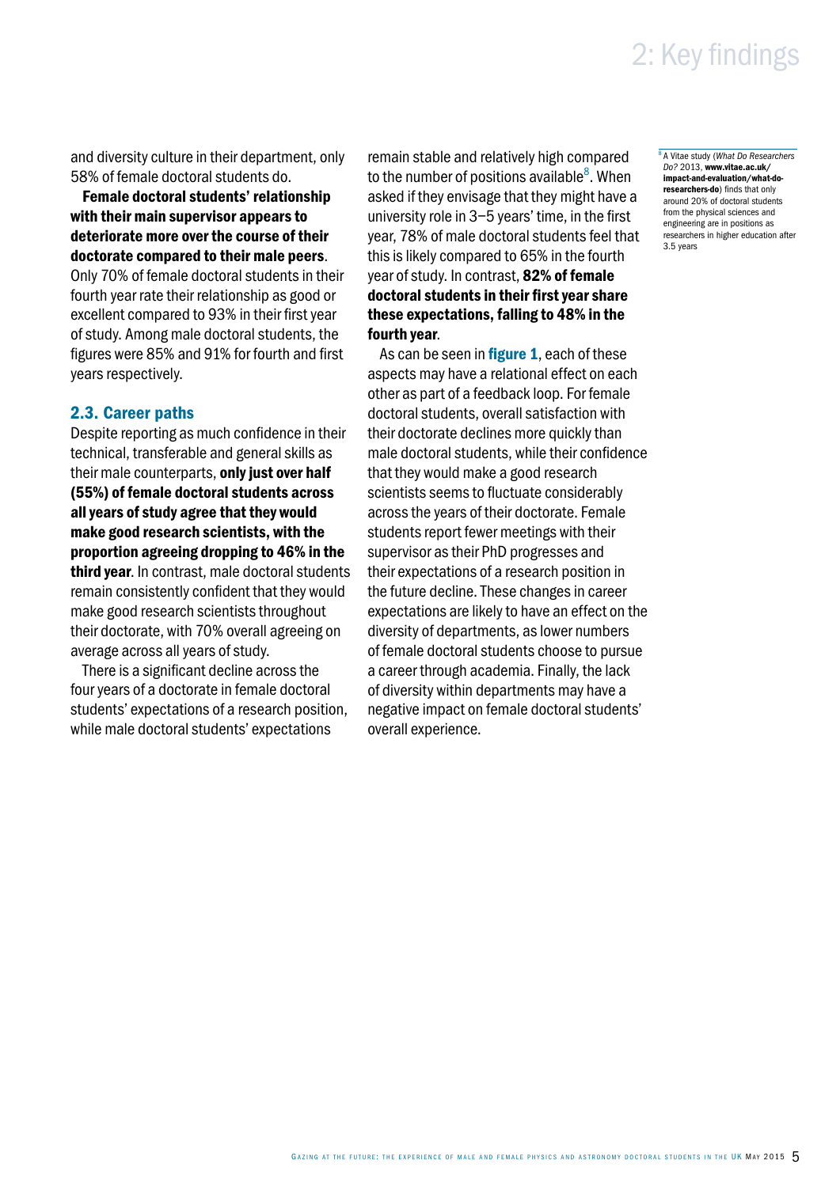and diversity culture in their department, only 58% of female doctoral students do.

**Female doctoral students' relationship with their main supervisor appears to deteriorate more over the course of their doctorate compared to their male peers**. Only 70% of female doctoral students in their fourth year rate their relationship as good or excellent compared to 93% in their first year of study. Among male doctoral students, the figures were 85% and 91% for fourth and first years respectively.

### 2.3. Career paths

Despite reporting as much confidence in their technical, transferable and general skills as their male counterparts, **only just over half (55%) of female doctoral students across all years of study agree that they would make good research scientists, with the proportion agreeing dropping to 46% in the third year**. In contrast, male doctoral students remain consistently confident that they would make good research scientists throughout their doctorate, with 70% overall agreeing on average across all years of study.

There is a significant decline across the four years of a doctorate in female doctoral students' expectations of a research position, while male doctoral students' expectations remain stable and relatively high compared to the number of positions available[8]. When asked if they envisage that they might have a university role in 3–5 years' time, in the first year, 78% of male doctoral students feel that this is likely compared to 65% in the fourth year of study. In contrast, **82% of female doctoral students in their first year share these expectations, falling to 48% in the fourth year**.

As can be seen in **figure 1**, each of these aspects may have a relational effect on each other as part of a feedback loop. For female doctoral students, overall satisfaction with their doctorate declines more quickly than male doctoral students, while their confidence that they would make a good research scientists seems to fluctuate considerably across the years of their doctorate. Female students report fewer meetings with their supervisor as their PhD progresses and their expectations of a research position in the future decline. These changes in career expectations are likely to have an effect on the diversity of departments, as lower numbers of female doctoral students choose to pursue a career through academia. Finally, the lack of diversity within departments may have a negative impact on female doctoral students' overall experience.

[8] A Vitae study (*What Do Researchers Do?* 2013, **www.vitae.ac.uk/impact-and-evaluation/what-do-researchers-do**) finds that only around 20% of doctoral students from the physical sciences and engineering are in positions as researchers in higher education after 3.5 years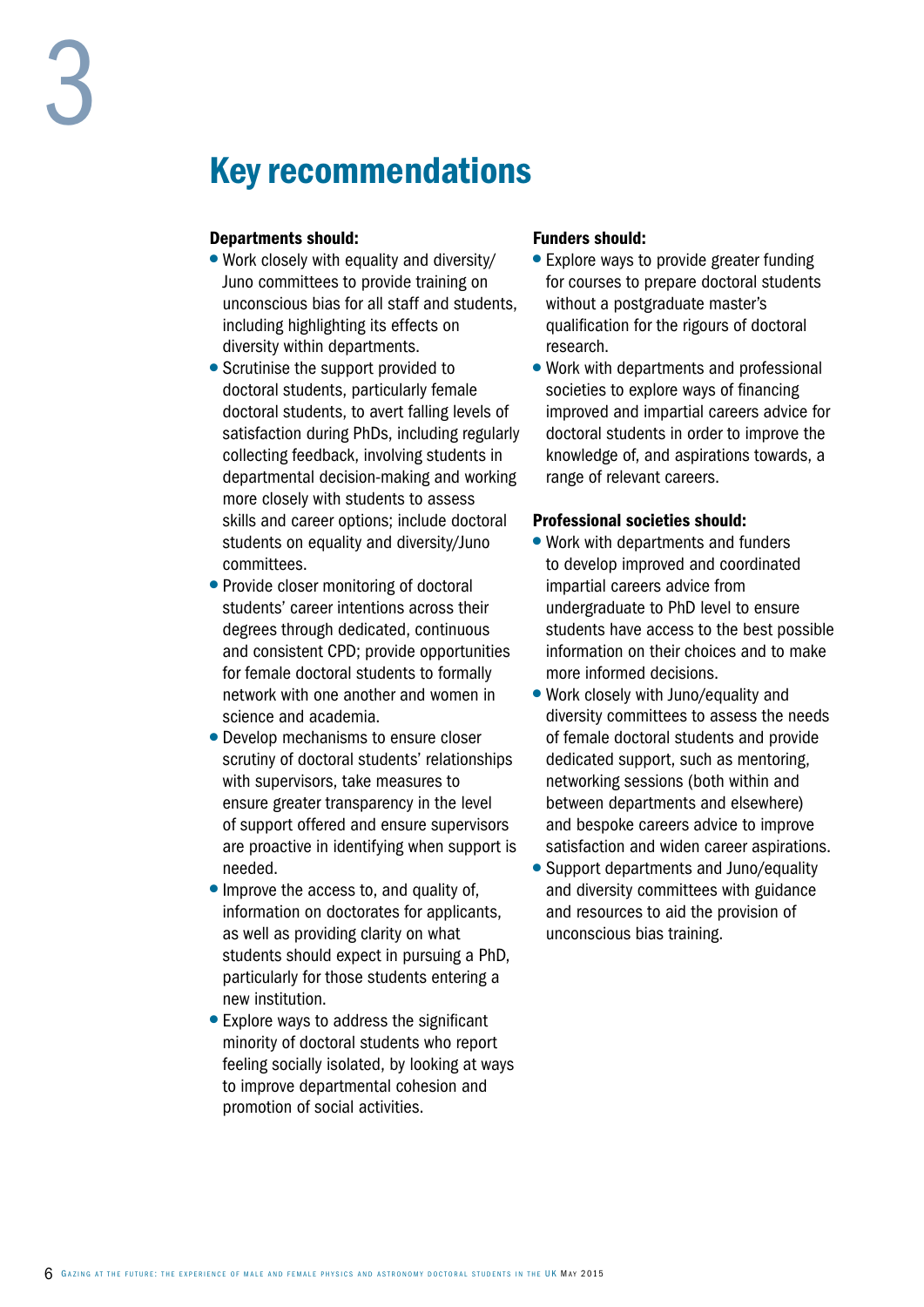# 3

## Key recommendations

**Departments should:**

- Work closely with equality and diversity/Juno committees to provide training on unconscious bias for all staff and students, including highlighting its effects on diversity within departments.
- Scrutinise the support provided to doctoral students, particularly female doctoral students, to avert falling levels of satisfaction during PhDs, including regularly collecting feedback, involving students in departmental decision-making and working more closely with students to assess skills and career options; include doctoral students on equality and diversity/Juno committees.
- Provide closer monitoring of doctoral students' career intentions across their degrees through dedicated, continuous and consistent CPD; provide opportunities for female doctoral students to formally network with one another and women in science and academia.
- Develop mechanisms to ensure closer scrutiny of doctoral students' relationships with supervisors, take measures to ensure greater transparency in the level of support offered and ensure supervisors are proactive in identifying when support is needed.
- Improve the access to, and quality of, information on doctorates for applicants, as well as providing clarity on what students should expect in pursuing a PhD, particularly for those students entering a new institution.
- Explore ways to address the significant minority of doctoral students who report feeling socially isolated, by looking at ways to improve departmental cohesion and promotion of social activities.

**Funders should:**

- Explore ways to provide greater funding for courses to prepare doctoral students without a postgraduate master's qualification for the rigours of doctoral research.
- Work with departments and professional societies to explore ways of financing improved and impartial careers advice for doctoral students in order to improve the knowledge of, and aspirations towards, a range of relevant careers.

**Professional societies should:**

- Work with departments and funders to develop improved and coordinated impartial careers advice from undergraduate to PhD level to ensure students have access to the best possible information on their choices and to make more informed decisions.
- Work closely with Juno/equality and diversity committees to assess the needs of female doctoral students and provide dedicated support, such as mentoring, networking sessions (both within and between departments and elsewhere) and bespoke careers advice to improve satisfaction and widen career aspirations.
- Support departments and Juno/equality and diversity committees with guidance and resources to aid the provision of unconscious bias training.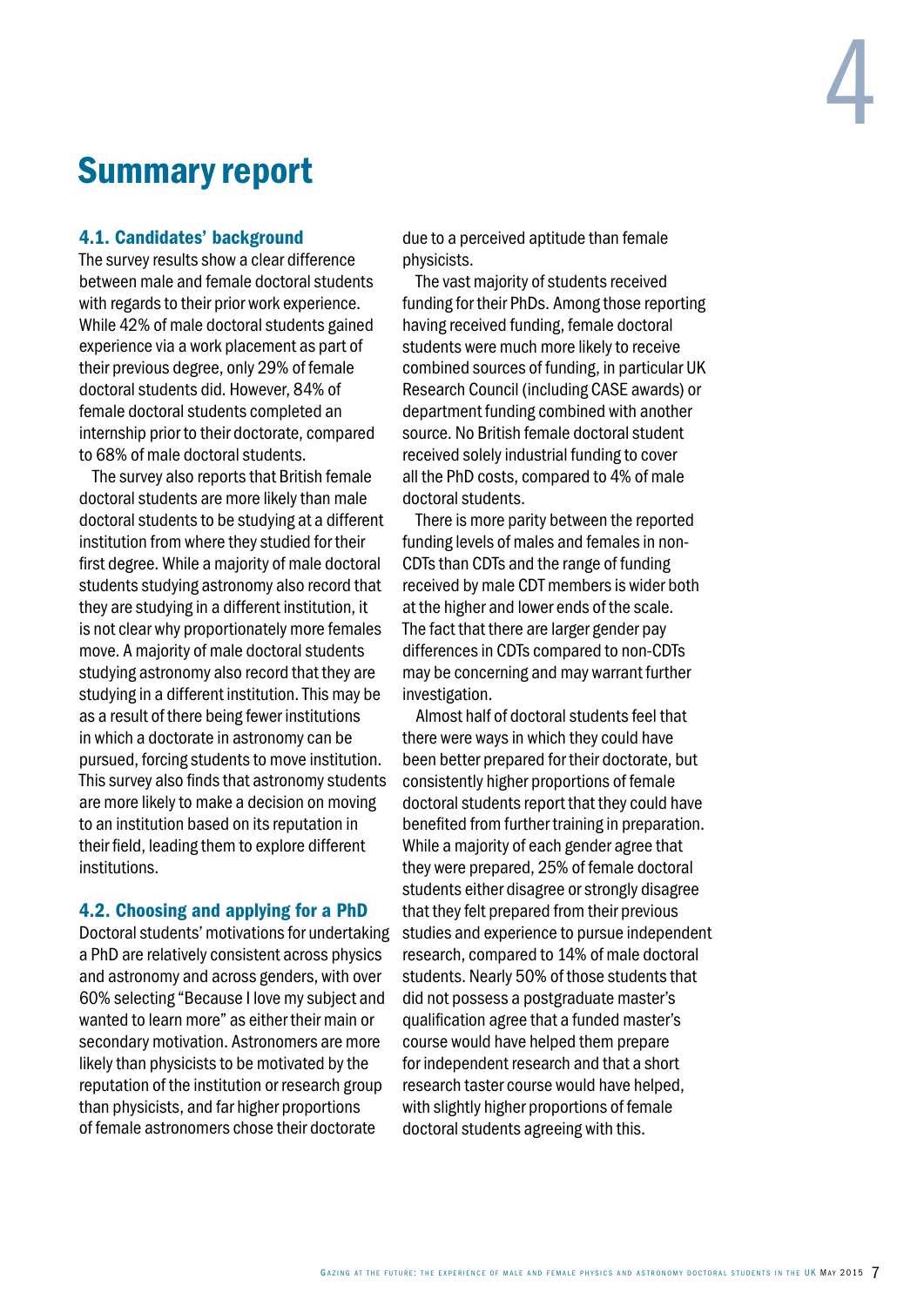# 4 Summary report

## 4.1. Candidates' background

The survey results show a clear difference between male and female doctoral students with regards to their prior work experience. While 42% of male doctoral students gained experience via a work placement as part of their previous degree, only 29% of female doctoral students did. However, 84% of female doctoral students completed an internship prior to their doctorate, compared to 68% of male doctoral students.

The survey also reports that British female doctoral students are more likely than male doctoral students to be studying at a different institution from where they studied for their first degree. While a majority of male doctoral students studying astronomy also record that they are studying in a different institution, it is not clear why proportionately more females move. A majority of male doctoral students studying astronomy also record that they are studying in a different institution. This may be as a result of there being fewer institutions in which a doctorate in astronomy can be pursued, forcing students to move institution. This survey also finds that astronomy students are more likely to make a decision on moving to an institution based on its reputation in their field, leading them to explore different institutions.

## 4.2. Choosing and applying for a PhD

Doctoral students' motivations for undertaking a PhD are relatively consistent across physics and astronomy and across genders, with over 60% selecting "Because I love my subject and wanted to learn more" as either their main or secondary motivation. Astronomers are more likely than physicists to be motivated by the reputation of the institution or research group than physicists, and far higher proportions of female astronomers chose their doctorate due to a perceived aptitude than female physicists.

The vast majority of students received funding for their PhDs. Among those reporting having received funding, female doctoral students were much more likely to receive combined sources of funding, in particular UK Research Council (including CASE awards) or department funding combined with another source. No British female doctoral student received solely industrial funding to cover all the PhD costs, compared to 4% of male doctoral students.

There is more parity between the reported funding levels of males and females in non-CDTs than CDTs and the range of funding received by male CDT members is wider both at the higher and lower ends of the scale. The fact that there are larger gender pay differences in CDTs compared to non-CDTs may be concerning and may warrant further investigation.

Almost half of doctoral students feel that there were ways in which they could have been better prepared for their doctorate, but consistently higher proportions of female doctoral students report that they could have benefited from further training in preparation. While a majority of each gender agree that they were prepared, 25% of female doctoral students either disagree or strongly disagree that they felt prepared from their previous studies and experience to pursue independent research, compared to 14% of male doctoral students. Nearly 50% of those students that did not possess a postgraduate master's qualification agree that a funded master's course would have helped them prepare for independent research and that a short research taster course would have helped, with slightly higher proportions of female doctoral students agreeing with this.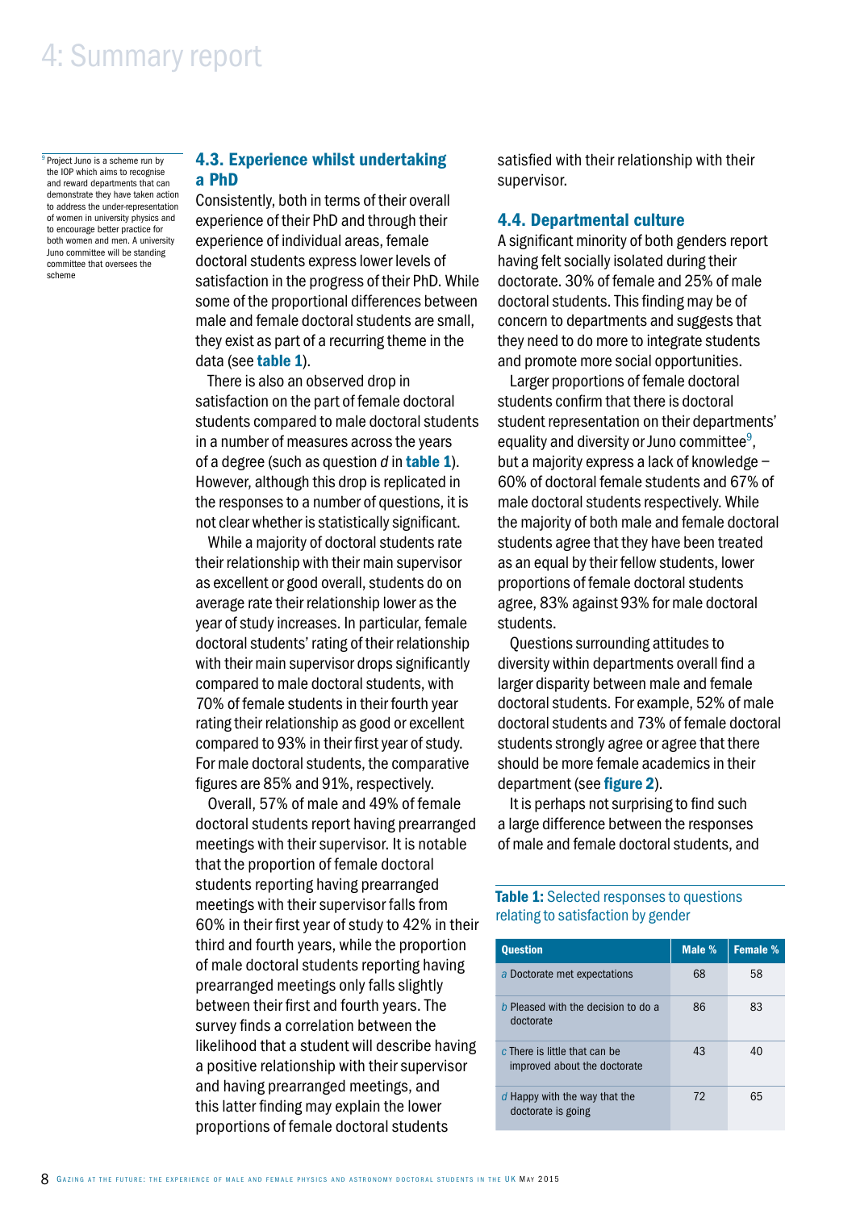## 4.3. Experience whilst undertaking a PhD

Consistently, both in terms of their overall experience of their PhD and through their experience of individual areas, female doctoral students express lower levels of satisfaction in the progress of their PhD. While some of the proportional differences between male and female doctoral students are small, they exist as part of a recurring theme in the data (see **table 1**).

There is also an observed drop in satisfaction on the part of female doctoral students compared to male doctoral students in a number of measures across the years of a degree (such as question *d* in **table 1**). However, although this drop is replicated in the responses to a number of questions, it is not clear whether is statistically significant.

While a majority of doctoral students rate their relationship with their main supervisor as excellent or good overall, students do on average rate their relationship lower as the year of study increases. In particular, female doctoral students' rating of their relationship with their main supervisor drops significantly compared to male doctoral students, with 70% of female students in their fourth year rating their relationship as good or excellent compared to 93% in their first year of study. For male doctoral students, the comparative figures are 85% and 91%, respectively.

Overall, 57% of male and 49% of female doctoral students report having prearranged meetings with their supervisor. It is notable that the proportion of female doctoral students reporting having prearranged meetings with their supervisor falls from 60% in their first year of study to 42% in their third and fourth years, while the proportion of male doctoral students reporting having prearranged meetings only falls slightly between their first and fourth years. The survey finds a correlation between the likelihood that a student will describe having a positive relationship with their supervisor and having prearranged meetings, and this latter finding may explain the lower proportions of female doctoral students satisfied with their relationship with their supervisor.

## 4.4. Departmental culture

A significant minority of both genders report having felt socially isolated during their doctorate. 30% of female and 25% of male doctoral students. This finding may be of concern to departments and suggests that they need to do more to integrate students and promote more social opportunities.

Larger proportions of female doctoral students confirm that there is doctoral student representation on their departments' equality and diversity or Juno committee[9], but a majority express a lack of knowledge – 60% of doctoral female students and 67% of male doctoral students respectively. While the majority of both male and female doctoral students agree that they have been treated as an equal by their fellow students, lower proportions of female doctoral students agree, 83% against 93% for male doctoral students.

Questions surrounding attitudes to diversity within departments overall find a larger disparity between male and female doctoral students. For example, 52% of male doctoral students and 73% of female doctoral students strongly agree or agree that there should be more female academics in their department (see **figure 2**).

It is perhaps not surprising to find such a large difference between the responses of male and female doctoral students, and

**Table 1:** Selected responses to questions relating to satisfaction by gender

| Question | Male % | Female % |
|---|---|---|
| *a* Doctorate met expectations | 68 | 58 |
| *b* Pleased with the decision to do a doctorate | 86 | 83 |
| *c* There is little that can be improved about the doctorate | 43 | 40 |
| *d* Happy with the way that the doctorate is going | 72 | 65 |

[9] Project Juno is a scheme run by the IOP which aims to recognise and reward departments that can demonstrate they have taken action to address the under-representation of women in university physics and to encourage better practice for both women and men. A university Juno committee will be standing committee that oversees the scheme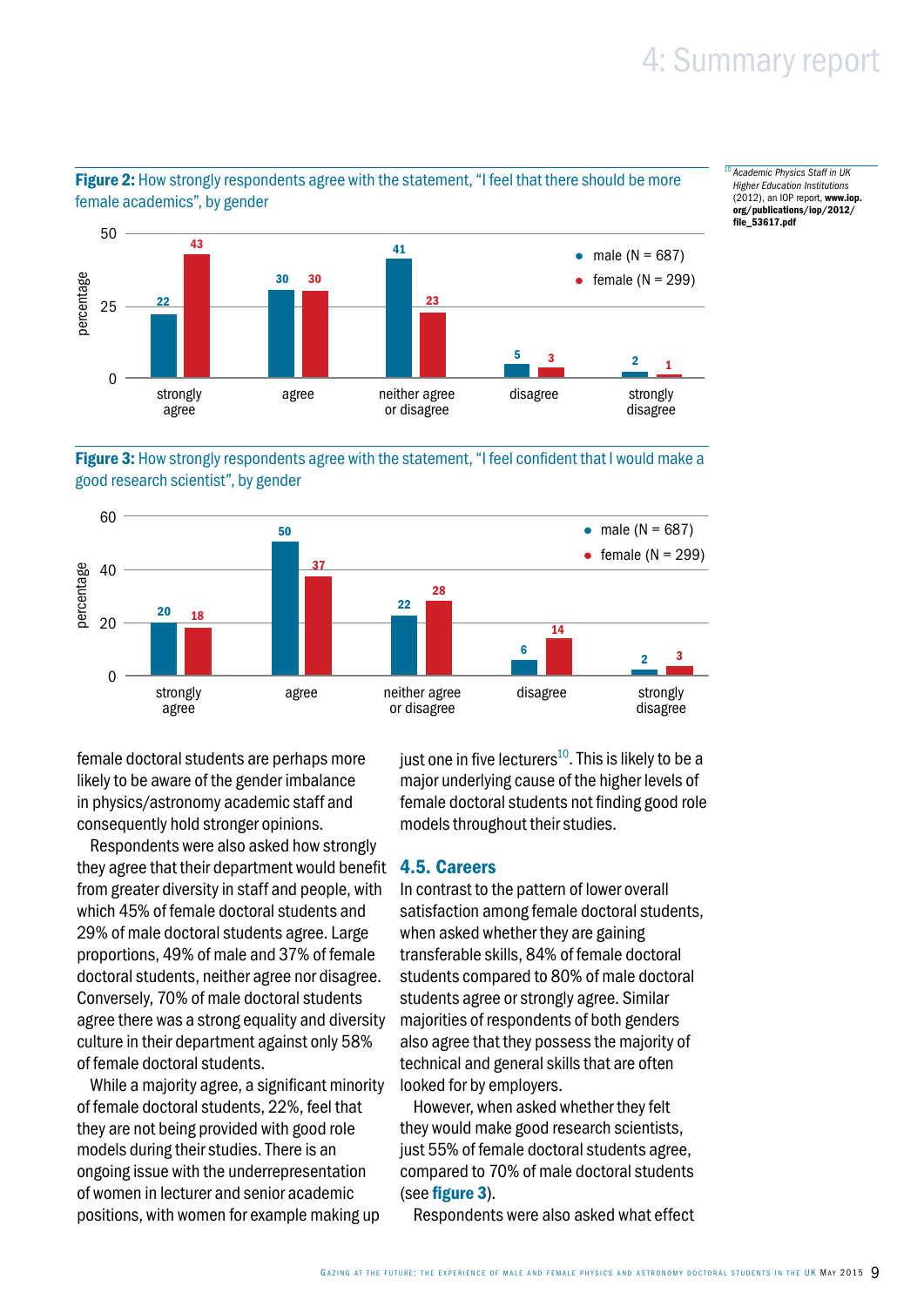**Figure 2:** How strongly respondents agree with the statement, "I feel that there should be more female academics", by gender

| | strongly agree | agree | neither agree or disagree | disagree | strongly disagree |
|---|---|---|---|---|---|
| male (N = 687) | 22 | 30 | 41 | 5 | 2 |
| female (N = 299) | 43 | 30 | 23 | 3 | 1 |

**Figure 3:** How strongly respondents agree with the statement, "I feel confident that I would make a good research scientist", by gender

| | strongly agree | agree | neither agree or disagree | disagree | strongly disagree |
|---|---|---|---|---|---|
| male (N = 687) | 20 | 50 | 22 | 6 | 2 |
| female (N = 299) | 18 | 37 | 28 | 14 | 3 |

female doctoral students are perhaps more likely to be aware of the gender imbalance in physics/astronomy academic staff and consequently hold stronger opinions.

Respondents were also asked how strongly they agree that their department would benefit from greater diversity in staff and people, with which 45% of female doctoral students and 29% of male doctoral students agree. Large proportions, 49% of male and 37% of female doctoral students, neither agree nor disagree. Conversely, 70% of male doctoral students agree there was a strong equality and diversity culture in their department against only 58% of female doctoral students.

While a majority agree, a significant minority of female doctoral students, 22%, feel that they are not being provided with good role models during their studies. There is an ongoing issue with the underrepresentation of women in lecturer and senior academic positions, with women for example making up just one in five lecturers[10]. This is likely to be a major underlying cause of the higher levels of female doctoral students not finding good role models throughout their studies.

## 4.5. Careers

In contrast to the pattern of lower overall satisfaction among female doctoral students, when asked whether they are gaining transferable skills, 84% of female doctoral students compared to 80% of male doctoral students agree or strongly agree. Similar majorities of respondents of both genders also agree that they possess the majority of technical and general skills that are often looked for by employers.

However, when asked whether they felt they would make good research scientists, just 55% of female doctoral students agree, compared to 70% of male doctoral students (see **figure 3**).

Respondents were also asked what effect

[10] *Academic Physics Staff in UK Higher Education Institutions* (2012), an IOP report, **www.iop.org/publications/iop/2012/file_53617.pdf**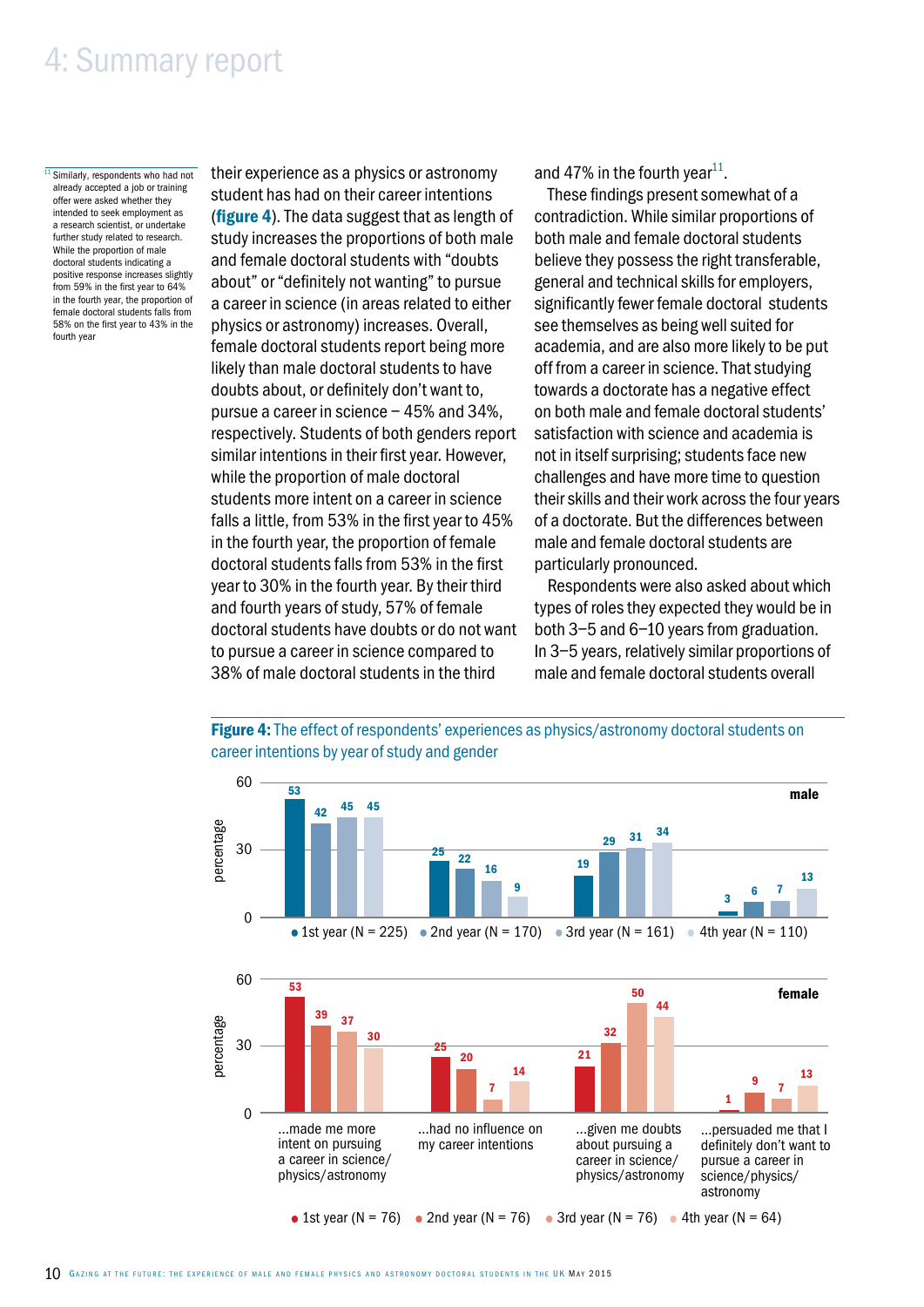# 4: Summary report

their experience as a physics or astronomy student has had on their career intentions (**figure 4**). The data suggest that as length of study increases the proportions of both male and female doctoral students with "doubts about" or "definitely not wanting" to pursue a career in science (in areas related to either physics or astronomy) increases. Overall, female doctoral students report being more likely than male doctoral students to have doubts about, or definitely don't want to, pursue a career in science – 45% and 34%, respectively. Students of both genders report similar intentions in their first year. However, while the proportion of male doctoral students more intent on a career in science falls a little, from 53% in the first year to 45% in the fourth year, the proportion of female doctoral students falls from 53% in the first year to 30% in the fourth year. By their third and fourth years of study, 57% of female doctoral students have doubts or do not want to pursue a career in science compared to 38% of male doctoral students in the third and 47% in the fourth year[11].

These findings present somewhat of a contradiction. While similar proportions of both male and female doctoral students believe they possess the right transferable, general and technical skills for employers, significantly fewer female doctoral students see themselves as being well suited for academia, and are also more likely to be put off from a career in science. That studying towards a doctorate has a negative effect on both male and female doctoral students' satisfaction with science and academia is not in itself surprising; students face new challenges and have more time to question their skills and their work across the four years of a doctorate. But the differences between male and female doctoral students are particularly pronounced.

Respondents were also asked about which types of roles they expected they would be in both 3–5 and 6–10 years from graduation. In 3–5 years, relatively similar proportions of male and female doctoral students overall

[11] Similarly, respondents who had not already accepted a job or training offer were asked whether they intended to seek employment as a research scientist, or undertake further study related to research. While the proportion of male doctoral students indicating a positive response increases slightly from 59% in the first year to 64% in the fourth year, the proportion of female doctoral students falls from 58% on the first year to 43% in the fourth year

**Figure 4:** The effect of respondents' experiences as physics/astronomy doctoral students on career intentions by year of study and gender

**male** (percentage)

| | 1st year (N = 225) | 2nd year (N = 170) | 3rd year (N = 161) | 4th year (N = 110) |
|---|---|---|---|---|
| ...made me more intent on pursuing a career in science/physics/astronomy | 53 | 42 | 45 | 45 |
| ...had no influence on my career intentions | 25 | 22 | 16 | 9 |
| ...given me doubts about pursuing a career in science/physics/astronomy | 19 | 29 | 31 | 34 |
| ...persuaded me that I definitely don't want to pursue a career in science/physics/astronomy | 3 | 6 | 7 | 13 |

**female** (percentage)

| | 1st year (N = 76) | 2nd year (N = 76) | 3rd year (N = 76) | 4th year (N = 64) |
|---|---|---|---|---|
| ...made me more intent on pursuing a career in science/physics/astronomy | 53 | 39 | 37 | 30 |
| ...had no influence on my career intentions | 25 | 20 | 7 | 14 |
| ...given me doubts about pursuing a career in science/physics/astronomy | 21 | 32 | 50 | 44 |
| ...persuaded me that I definitely don't want to pursue a career in science/physics/astronomy | 1 | 9 | 7 | 13 |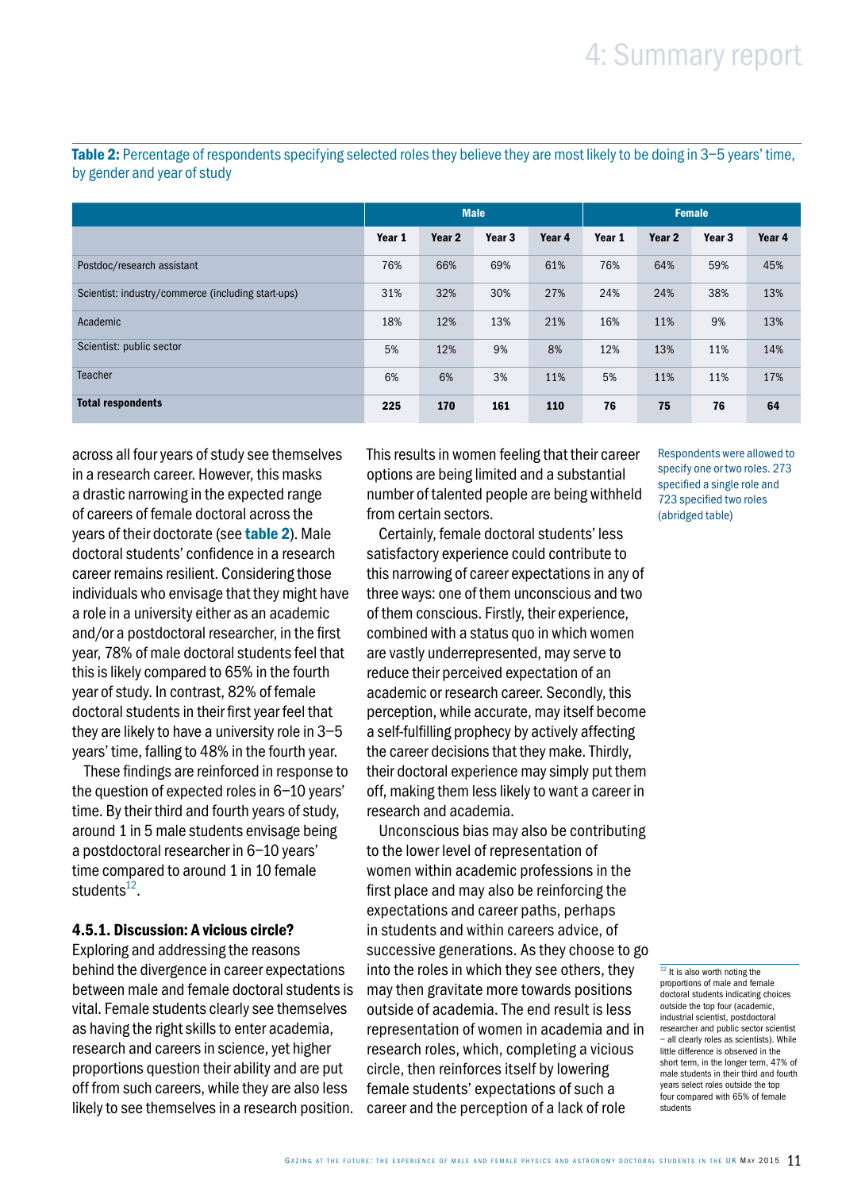**Table 2:** Percentage of respondents specifying selected roles they believe they are most likely to be doing in 3–5 years' time, by gender and year of study

| | Male | | | | Female | | | |
|---|---|---|---|---|---|---|---|---|
| | Year 1 | Year 2 | Year 3 | Year 4 | Year 1 | Year 2 | Year 3 | Year 4 |
| Postdoc/research assistant | 76% | 66% | 69% | 61% | 76% | 64% | 59% | 45% |
| Scientist: industry/commerce (including start-ups) | 31% | 32% | 30% | 27% | 24% | 24% | 38% | 13% |
| Academic | 18% | 12% | 13% | 21% | 16% | 11% | 9% | 13% |
| Scientist: public sector | 5% | 12% | 9% | 8% | 12% | 13% | 11% | 14% |
| Teacher | 6% | 6% | 3% | 11% | 5% | 11% | 11% | 17% |
| **Total respondents** | **225** | **170** | **161** | **110** | **76** | **75** | **76** | **64** |

Respondents were allowed to specify one or two roles. 273 specified a single role and 723 specified two roles (abridged table)

across all four years of study see themselves in a research career. However, this masks a drastic narrowing in the expected range of careers of female doctoral across the years of their doctorate (see **table 2**). Male doctoral students' confidence in a research career remains resilient. Considering those individuals who envisage that they might have a role in a university either as an academic and/or a postdoctoral researcher, in the first year, 78% of male doctoral students feel that this is likely compared to 65% in the fourth year of study. In contrast, 82% of female doctoral students in their first year feel that they are likely to have a university role in 3–5 years' time, falling to 48% in the fourth year.

These findings are reinforced in response to the question of expected roles in 6–10 years' time. By their third and fourth years of study, around 1 in 5 male students envisage being a postdoctoral researcher in 6–10 years' time compared to around 1 in 10 female students[12].

### 4.5.1. Discussion: A vicious circle?

Exploring and addressing the reasons behind the divergence in career expectations between male and female doctoral students is vital. Female students clearly see themselves as having the right skills to enter academia, research and careers in science, yet higher proportions question their ability and are put off from such careers, while they are also less likely to see themselves in a research position. This results in women feeling that their career options are being limited and a substantial number of talented people are being withheld from certain sectors.

Certainly, female doctoral students' less satisfactory experience could contribute to this narrowing of career expectations in any of three ways: one of them unconscious and two of them conscious. Firstly, their experience, combined with a status quo in which women are vastly underrepresented, may serve to reduce their perceived expectation of an academic or research career. Secondly, this perception, while accurate, may itself become a self-fulfilling prophecy by actively affecting the career decisions that they make. Thirdly, their doctoral experience may simply put them off, making them less likely to want a career in research and academia.

Unconscious bias may also be contributing to the lower level of representation of women within academic professions in the first place and may also be reinforcing the expectations and career paths, perhaps in students and within careers advice, of successive generations. As they choose to go into the roles in which they see others, they may then gravitate more towards positions outside of academia. The end result is less representation of women in academia and in research roles, which, completing a vicious circle, then reinforces itself by lowering female students' expectations of such a career and the perception of a lack of role

[12] It is also worth noting the proportions of male and female doctoral students indicating choices outside the top four (academic, industrial scientist, postdoctoral researcher and public sector scientist – all clearly roles as scientists). While little difference is observed in the short term, in the longer term, 47% of male students in their third and fourth years select roles outside the top four compared with 65% of female students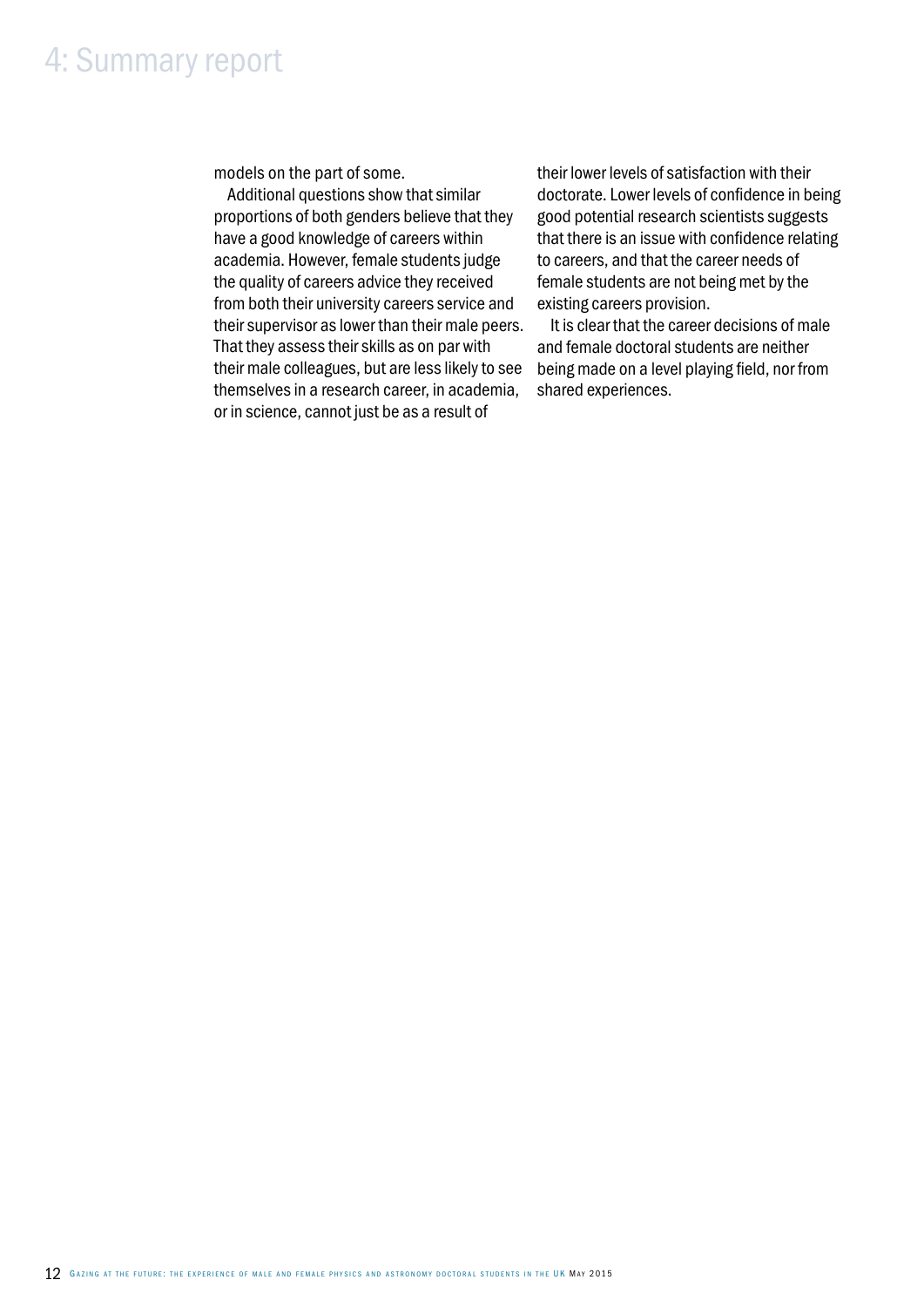models on the part of some.

Additional questions show that similar proportions of both genders believe that they have a good knowledge of careers within academia. However, female students judge the quality of careers advice they received from both their university careers service and their supervisor as lower than their male peers. That they assess their skills as on par with their male colleagues, but are less likely to see themselves in a research career, in academia, or in science, cannot just be as a result of their lower levels of satisfaction with their doctorate. Lower levels of confidence in being good potential research scientists suggests that there is an issue with confidence relating to careers, and that the career needs of female students are not being met by the existing careers provision.

It is clear that the career decisions of male and female doctoral students are neither being made on a level playing field, nor from shared experiences.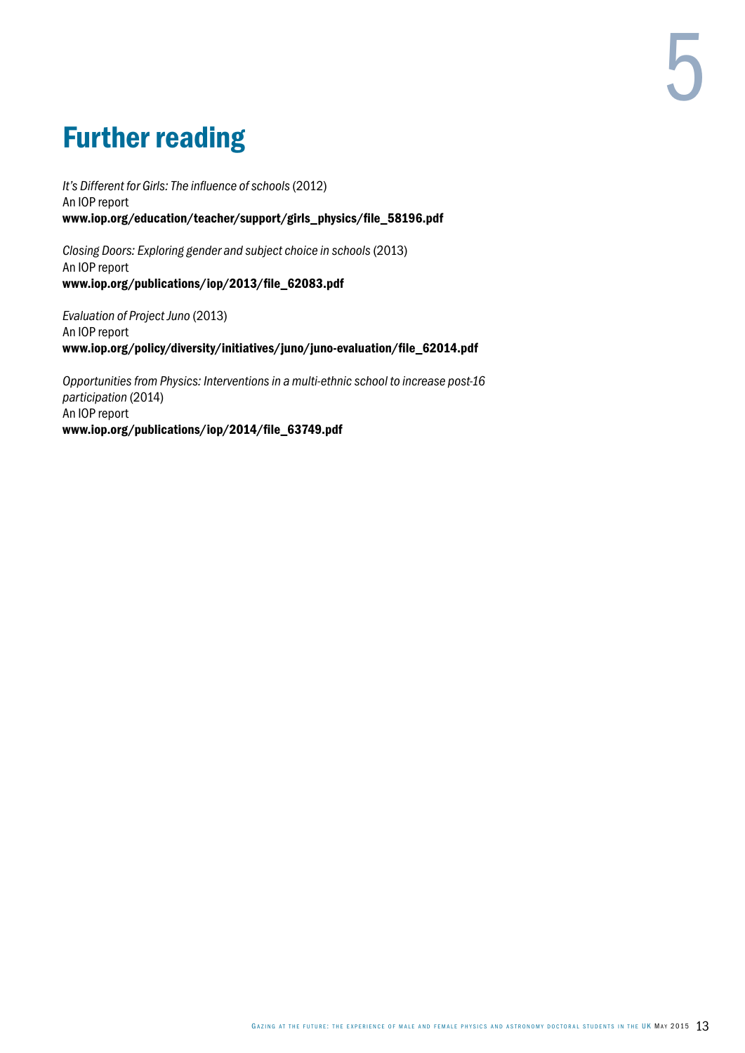# 5 Further reading

*It's Different for Girls: The influence of schools* (2012)
An IOP report
**www.iop.org/education/teacher/support/girls_physics/file_58196.pdf**

*Closing Doors: Exploring gender and subject choice in schools* (2013)
An IOP report
**www.iop.org/publications/iop/2013/file_62083.pdf**

*Evaluation of Project Juno* (2013)
An IOP report
**www.iop.org/policy/diversity/initiatives/juno/juno-evaluation/file_62014.pdf**

*Opportunities from Physics: Interventions in a multi-ethnic school to increase post-16 participation* (2014)
An IOP report
**www.iop.org/publications/iop/2014/file_63749.pdf**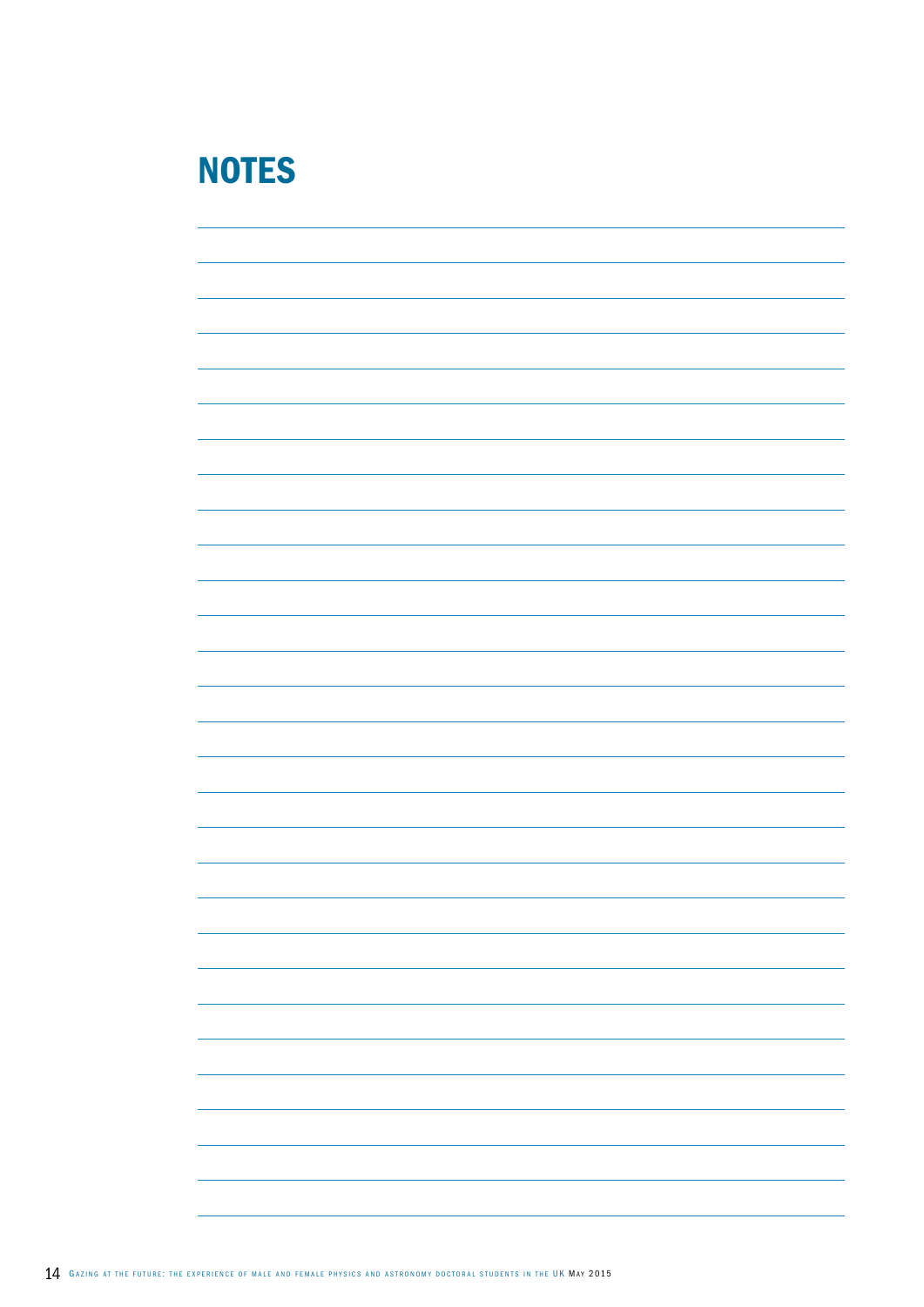# NOTES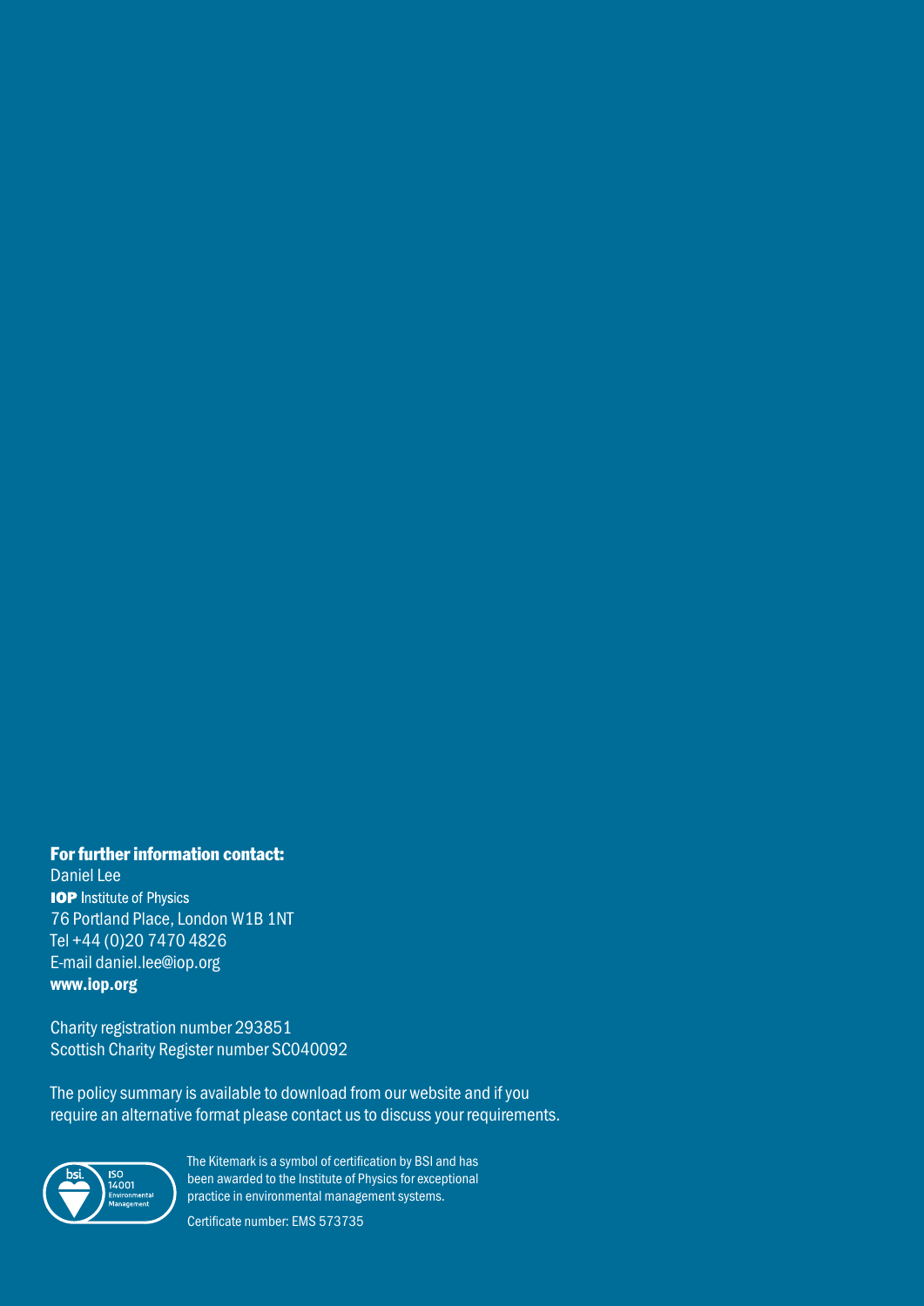**For further information contact:**
Daniel Lee
**IOP** Institute of Physics
76 Portland Place, London W1B 1NT
Tel +44 (0)20 7470 4826
E-mail daniel.lee@iop.org
**www.iop.org**

Charity registration number 293851
Scottish Charity Register number SC040092

The policy summary is available to download from our website and if you require an alternative format please contact us to discuss your requirements.

bsi. ISO 14001 Environmental Management

The Kitemark is a symbol of certification by BSI and has been awarded to the Institute of Physics for exceptional practice in environmental management systems.

Certificate number: EMS 573735